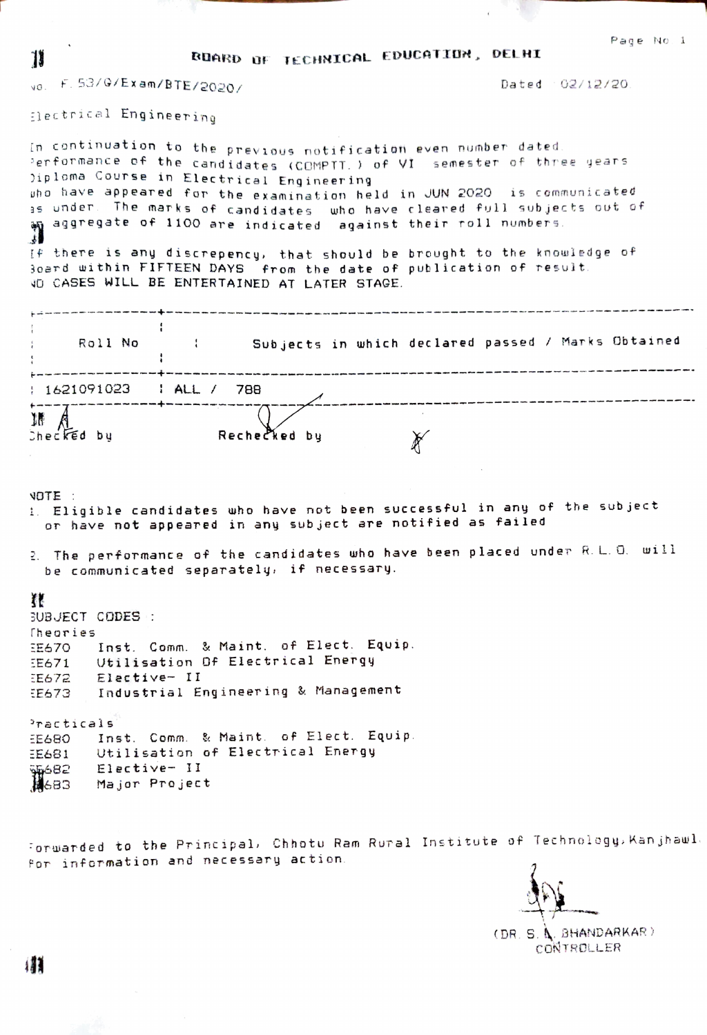# BOARD OF TECHNICAL EDUCATION, DELHI

No. F.53/G/Exam/BTE/2020/ Dated 02/12/20

Electrical Engineering

In continuation to the previous notification even number dated
Performance of the candidates (COMPTT.) of VI semester of three years
Diploma Course in Electrical Engineering
who have appeared for the examination held in JUN 2020 is communicated
as under. The marks of candidates who have cleared full subjects out of
an aggregate of 1100 are indicated against their roll numbers.

If there is any discrepency, that should be brought to the knowledge of
Board within FIFTEEN DAYS from the date of publication of result.
NO CASES WILL BE ENTERTAINED AT LATER STAGE.

| Roll No | Subjects in which declared passed / Marks Obtained |
|---|---|
| 1621091023 | ALL / 788 |

Checked by Rechecked by

NOTE :

1. Eligible candidates who have not been successful in any of the subject or have not appeared in any subject are notified as failed
2. The performance of the candidates who have been placed under R.L.O. will be communicated separately, if necessary.

SUBJECT CODES :

Theories

EE670 Inst. Comm. & Maint. of Elect. Equip.
EE671 Utilisation Of Electrical Energy
EE672 Elective- II
EE673 Industrial Engineering & Management

Practicals

EE680 Inst. Comm. & Maint. of Elect. Equip.
EE681 Utilisation of Electrical Energy
EE682 Elective- II
EE683 Major Project

Forwarded to the Principal, Chhotu Ram Rural Institute of Technology, Kanjhawla
for information and necessary action.

(DR. S. N. BHANDARKAR)
CONTROLLER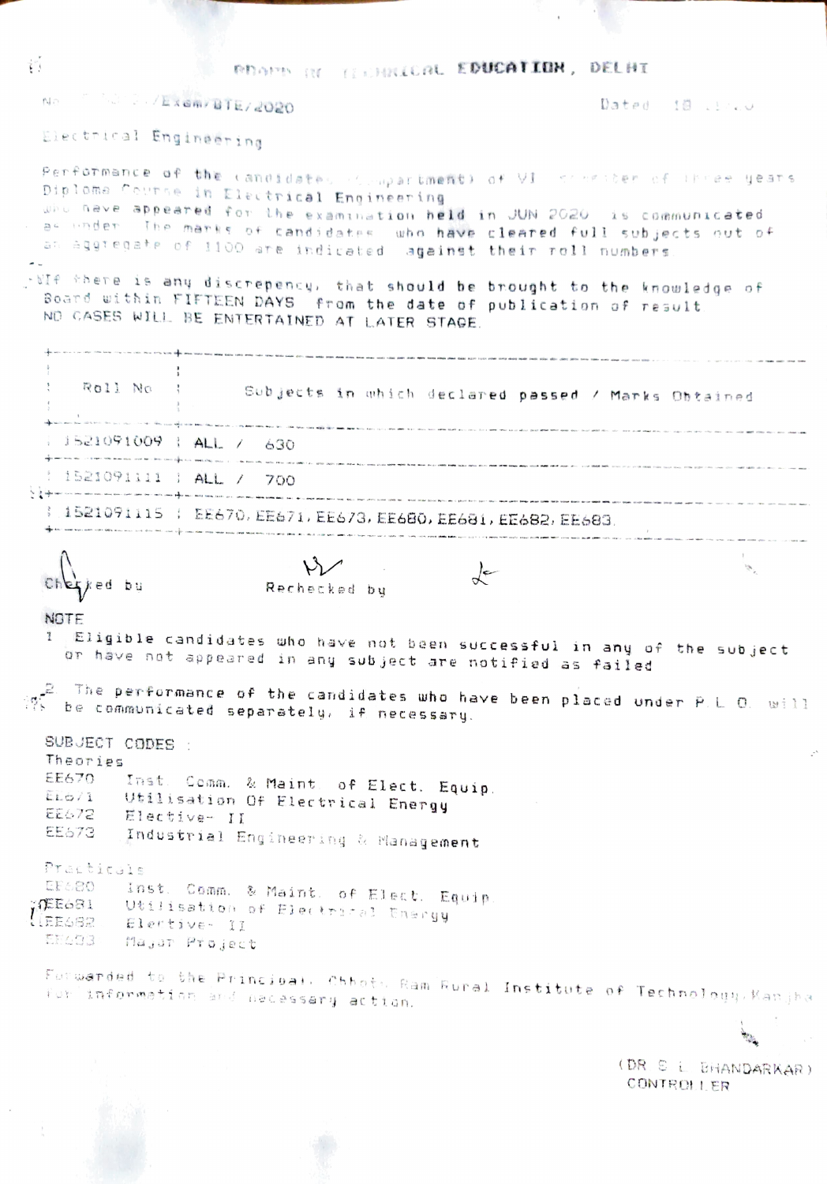# BOARD OF TECHNICAL EDUCATION, DELHI

No. /Exam/BTE/2020 Dated 18

Electrical Engineering

Performance of the candidates (Compartment) of VI semester of three years Diploma Course in Electrical Engineering who have appeared for the examination held in JUN 2020 is communicated as under. The marks of candidates who have cleared full subjects out of an aggregate of 1100 are indicated against their roll numbers.

If there is any discrepency, that should be brought to the knowledge of Board within FIFTEEN DAYS from the date of publication of result. NO CASES WILL BE ENTERTAINED AT LATER STAGE.

| Roll No | Subjects in which declared passed / Marks Obtained |
|---|---|
| 1521091009 | ALL / 630 |
| 1521091111 | ALL / 700 |
| 1521091115 | EE670, EE671, EE673, EE680, EE681, EE682, EE683 |

Checked by Rechecked by

NOTE

1. Eligible candidates who have not been successful in any of the subject or have not appeared in any subject are notified as failed.
2. The performance of the candidates who have been placed under R.L.O. will be communicated separately, if necessary.

SUBJECT CODES :

Theories

EE670 Inst. Comm. & Maint. of Elect. Equip.
EE671 Utilisation Of Electrical Energy
EE672 Elective- II
EE673 Industrial Engineering & Management

Practicals

EE680 Inst. Comm. & Maint. of Elect. Equip.
EE681 Utilisation of Electrical Energy
EE682 Elective- II
EE683 Major Project

Forwarded to the Principal, Chhotu Ram Rural Institute of Technology, Kanjha for information and necessary action.

(DR S L BHANDARKAR)
CONTROLLER